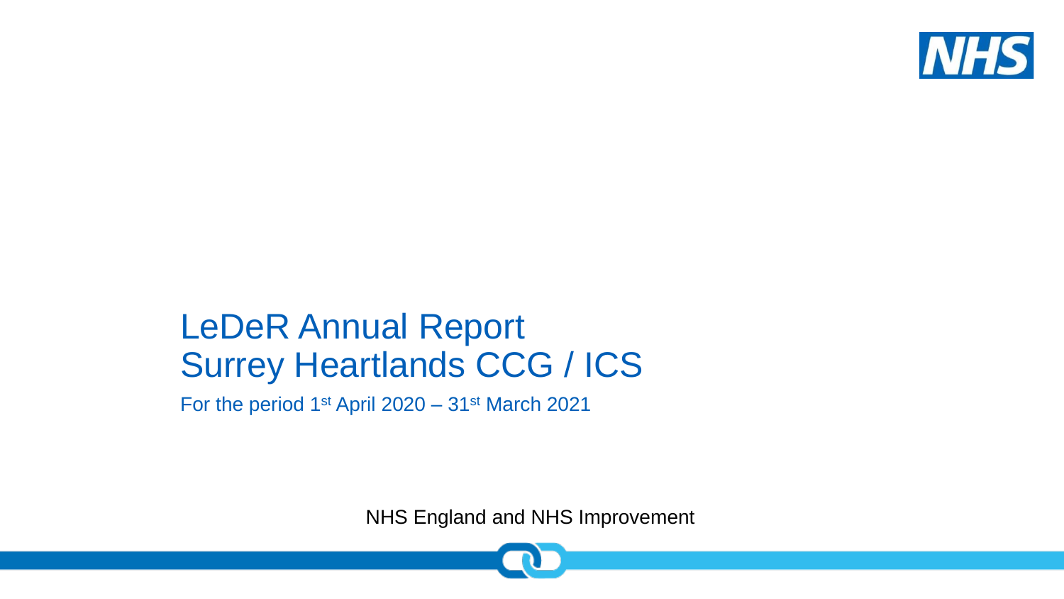# LeDeR Annual Report
# Surrey Heartlands CCG / ICS

For the period 1st April 2020 – 31st March 2021

NHS England and NHS Improvement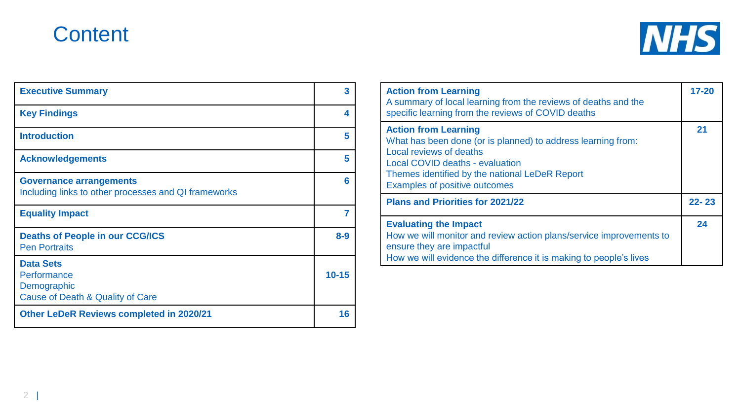# Content

| Section | Page |
|---|---|
| **Executive Summary** | 3 |
| **Key Findings** | 4 |
| **Introduction** | 5 |
| **Acknowledgements** | 5 |
| **Governance arrangements**<br>Including links to other processes and QI frameworks | 6 |
| **Equality Impact** | 7 |
| **Deaths of People in our CCG/ICS**<br>Pen Portraits | 8-9 |
| **Data Sets**<br>Performance<br>Demographic<br>Cause of Death & Quality of Care | 10-15 |
| **Other LeDeR Reviews completed in 2020/21** | 16 |
| **Action from Learning**<br>A summary of local learning from the reviews of deaths and the specific learning from the reviews of COVID deaths | 17-20 |
| **Action from Learning**<br>What has been done (or is planned) to address learning from:<br>Local reviews of deaths<br>Local COVID deaths - evaluation<br>Themes identified by the national LeDeR Report<br>Examples of positive outcomes | 21 |
| **Plans and Priorities for 2021/22** | 22- 23 |
| **Evaluating the Impact**<br>How we will monitor and review action plans/service improvements to ensure they are impactful<br>How we will evidence the difference it is making to people's lives | 24 |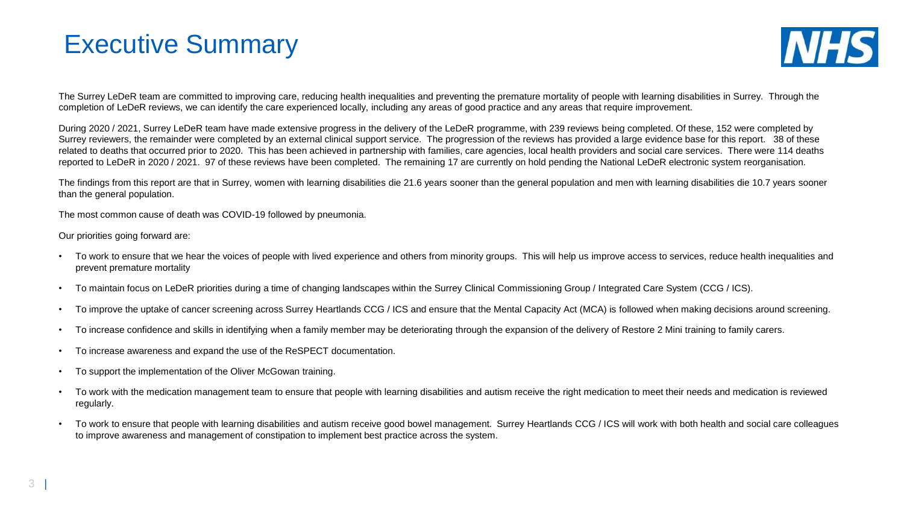# Executive Summary

The Surrey LeDeR team are committed to improving care, reducing health inequalities and preventing the premature mortality of people with learning disabilities in Surrey. Through the completion of LeDeR reviews, we can identify the care experienced locally, including any areas of good practice and any areas that require improvement.

During 2020 / 2021, Surrey LeDeR team have made extensive progress in the delivery of the LeDeR programme, with 239 reviews being completed. Of these, 152 were completed by Surrey reviewers, the remainder were completed by an external clinical support service. The progression of the reviews has provided a large evidence base for this report. 38 of these related to deaths that occurred prior to 2020. This has been achieved in partnership with families, care agencies, local health providers and social care services. There were 114 deaths reported to LeDeR in 2020 / 2021. 97 of these reviews have been completed. The remaining 17 are currently on hold pending the National LeDeR electronic system reorganisation.

The findings from this report are that in Surrey, women with learning disabilities die 21.6 years sooner than the general population and men with learning disabilities die 10.7 years sooner than the general population.

The most common cause of death was COVID-19 followed by pneumonia.

Our priorities going forward are:

- To work to ensure that we hear the voices of people with lived experience and others from minority groups. This will help us improve access to services, reduce health inequalities and prevent premature mortality
- To maintain focus on LeDeR priorities during a time of changing landscapes within the Surrey Clinical Commissioning Group / Integrated Care System (CCG / ICS).
- To improve the uptake of cancer screening across Surrey Heartlands CCG / ICS and ensure that the Mental Capacity Act (MCA) is followed when making decisions around screening.
- To increase confidence and skills in identifying when a family member may be deteriorating through the expansion of the delivery of Restore 2 Mini training to family carers.
- To increase awareness and expand the use of the ReSPECT documentation.
- To support the implementation of the Oliver McGowan training.
- To work with the medication management team to ensure that people with learning disabilities and autism receive the right medication to meet their needs and medication is reviewed regularly.
- To work to ensure that people with learning disabilities and autism receive good bowel management. Surrey Heartlands CCG / ICS will work with both health and social care colleagues to improve awareness and management of constipation to implement best practice across the system.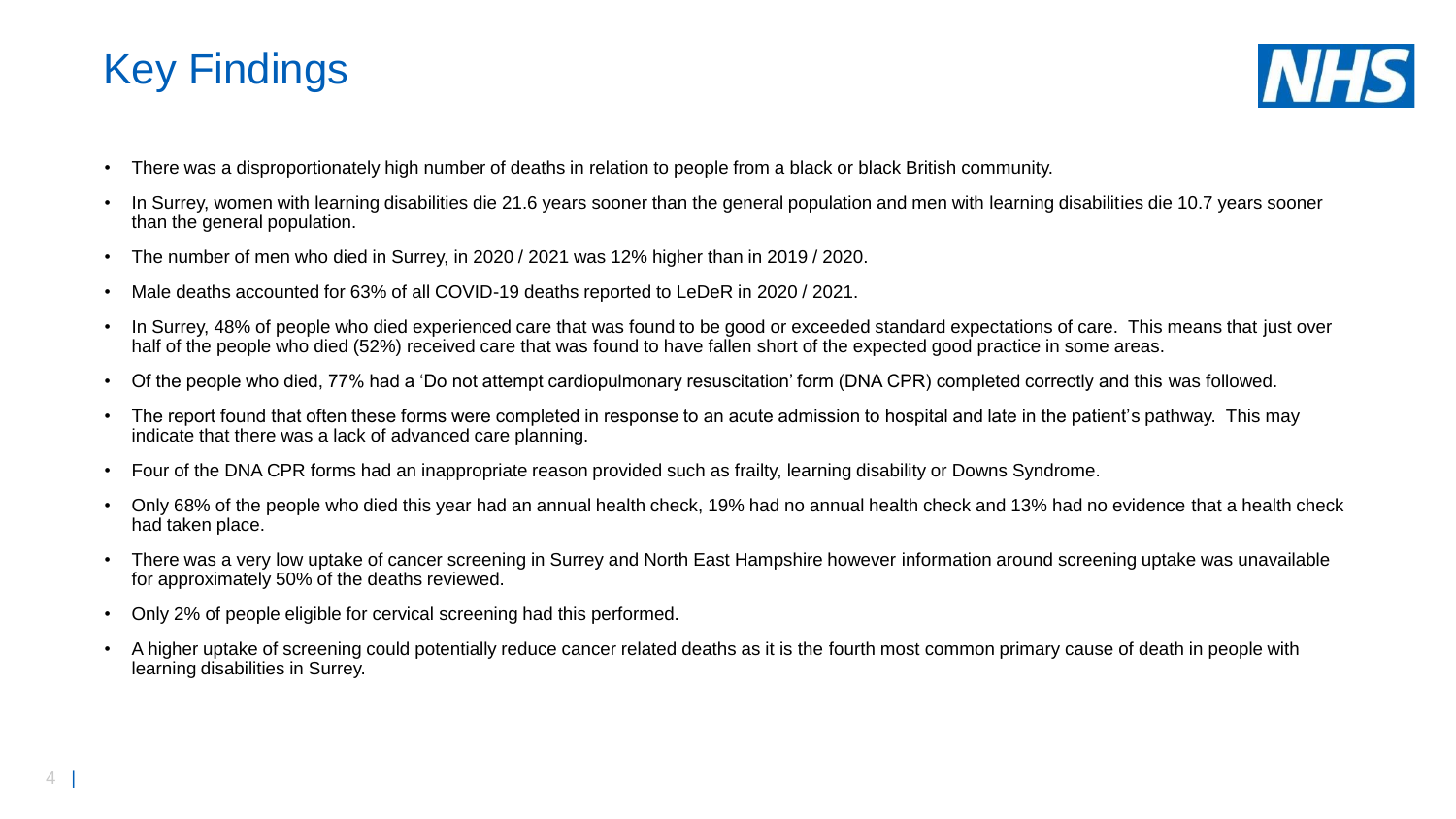# Key Findings

- There was a disproportionately high number of deaths in relation to people from a black or black British community.
- In Surrey, women with learning disabilities die 21.6 years sooner than the general population and men with learning disabilities die 10.7 years sooner than the general population.
- The number of men who died in Surrey, in 2020 / 2021 was 12% higher than in 2019 / 2020.
- Male deaths accounted for 63% of all COVID-19 deaths reported to LeDeR in 2020 / 2021.
- In Surrey, 48% of people who died experienced care that was found to be good or exceeded standard expectations of care. This means that just over half of the people who died (52%) received care that was found to have fallen short of the expected good practice in some areas.
- Of the people who died, 77% had a 'Do not attempt cardiopulmonary resuscitation' form (DNA CPR) completed correctly and this was followed.
- The report found that often these forms were completed in response to an acute admission to hospital and late in the patient's pathway. This may indicate that there was a lack of advanced care planning.
- Four of the DNA CPR forms had an inappropriate reason provided such as frailty, learning disability or Downs Syndrome.
- Only 68% of the people who died this year had an annual health check, 19% had no annual health check and 13% had no evidence that a health check had taken place.
- There was a very low uptake of cancer screening in Surrey and North East Hampshire however information around screening uptake was unavailable for approximately 50% of the deaths reviewed.
- Only 2% of people eligible for cervical screening had this performed.
- A higher uptake of screening could potentially reduce cancer related deaths as it is the fourth most common primary cause of death in people with learning disabilities in Surrey.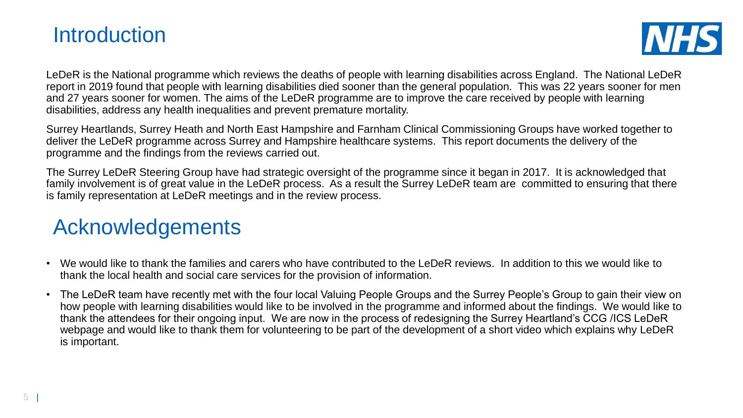# Introduction

LeDeR is the National programme which reviews the deaths of people with learning disabilities across England. The National LeDeR report in 2019 found that people with learning disabilities died sooner than the general population. This was 22 years sooner for men and 27 years sooner for women. The aims of the LeDeR programme are to improve the care received by people with learning disabilities, address any health inequalities and prevent premature mortality.

Surrey Heartlands, Surrey Heath and North East Hampshire and Farnham Clinical Commissioning Groups have worked together to deliver the LeDeR programme across Surrey and Hampshire healthcare systems. This report documents the delivery of the programme and the findings from the reviews carried out.

The Surrey LeDeR Steering Group have had strategic oversight of the programme since it began in 2017. It is acknowledged that family involvement is of great value in the LeDeR process. As a result the Surrey LeDeR team are committed to ensuring that there is family representation at LeDeR meetings and in the review process.

# Acknowledgements

- We would like to thank the families and carers who have contributed to the LeDeR reviews. In addition to this we would like to thank the local health and social care services for the provision of information.
- The LeDeR team have recently met with the four local Valuing People Groups and the Surrey People's Group to gain their view on how people with learning disabilities would like to be involved in the programme and informed about the findings. We would like to thank the attendees for their ongoing input. We are now in the process of redesigning the Surrey Heartland's CCG /ICS LeDeR webpage and would like to thank them for volunteering to be part of the development of a short video which explains why LeDeR is important.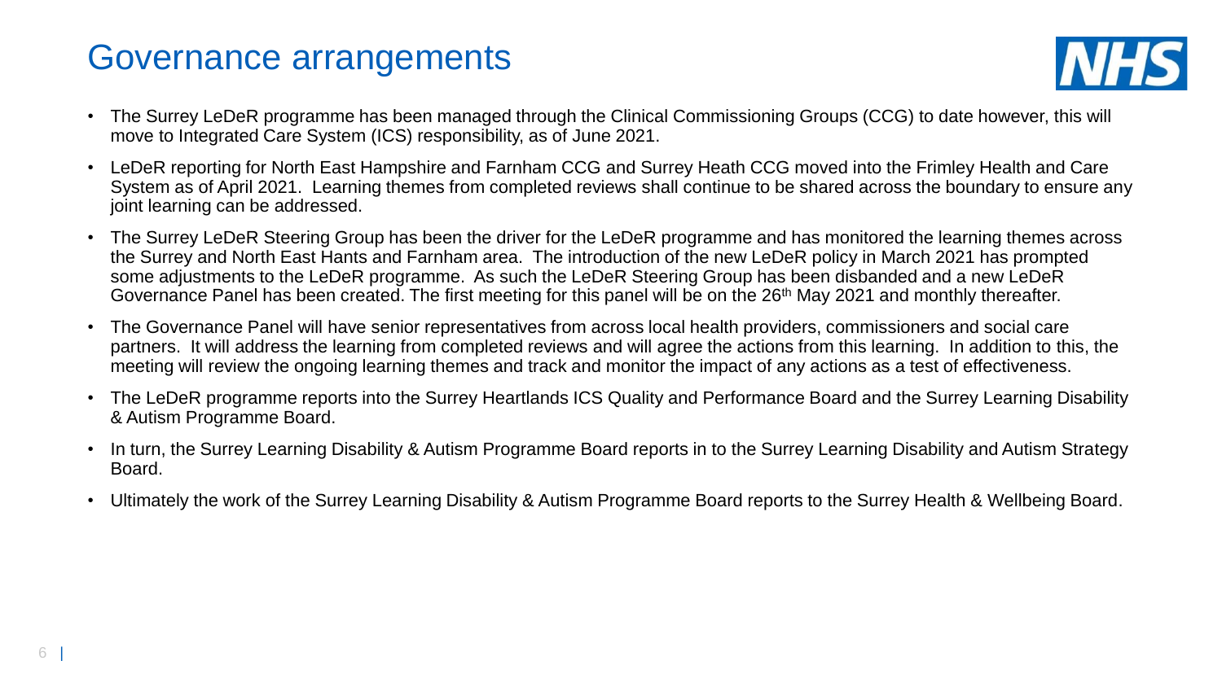# Governance arrangements

- The Surrey LeDeR programme has been managed through the Clinical Commissioning Groups (CCG) to date however, this will move to Integrated Care System (ICS) responsibility, as of June 2021.
- LeDeR reporting for North East Hampshire and Farnham CCG and Surrey Heath CCG moved into the Frimley Health and Care System as of April 2021. Learning themes from completed reviews shall continue to be shared across the boundary to ensure any joint learning can be addressed.
- The Surrey LeDeR Steering Group has been the driver for the LeDeR programme and has monitored the learning themes across the Surrey and North East Hants and Farnham area. The introduction of the new LeDeR policy in March 2021 has prompted some adjustments to the LeDeR programme. As such the LeDeR Steering Group has been disbanded and a new LeDeR Governance Panel has been created. The first meeting for this panel will be on the 26th May 2021 and monthly thereafter.
- The Governance Panel will have senior representatives from across local health providers, commissioners and social care partners. It will address the learning from completed reviews and will agree the actions from this learning. In addition to this, the meeting will review the ongoing learning themes and track and monitor the impact of any actions as a test of effectiveness.
- The LeDeR programme reports into the Surrey Heartlands ICS Quality and Performance Board and the Surrey Learning Disability & Autism Programme Board.
- In turn, the Surrey Learning Disability & Autism Programme Board reports in to the Surrey Learning Disability and Autism Strategy Board.
- Ultimately the work of the Surrey Learning Disability & Autism Programme Board reports to the Surrey Health & Wellbeing Board.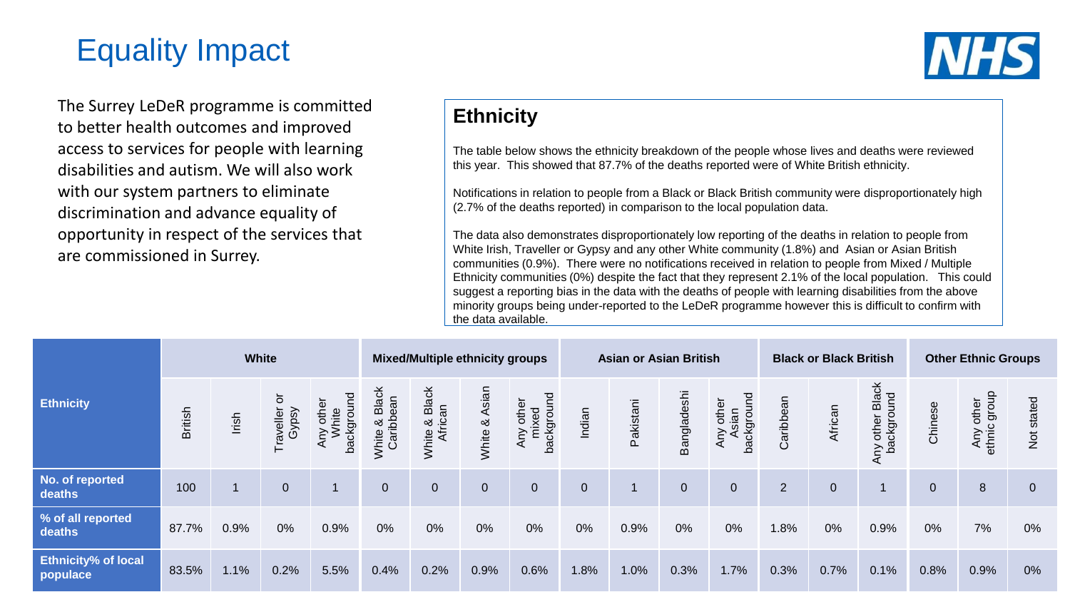# Equality Impact

The Surrey LeDeR programme is committed to better health outcomes and improved access to services for people with learning disabilities and autism. We will also work with our system partners to eliminate discrimination and advance equality of opportunity in respect of the services that are commissioned in Surrey.

## Ethnicity

The table below shows the ethnicity breakdown of the people whose lives and deaths were reviewed this year. This showed that 87.7% of the deaths reported were of White British ethnicity.

Notifications in relation to people from a Black or Black British community were disproportionately high (2.7% of the deaths reported) in comparison to the local population data.

The data also demonstrates disproportionately low reporting of the deaths in relation to people from White Irish, Traveller or Gypsy and any other White community (1.8%) and Asian or Asian British communities (0.9%). There were no notifications received in relation to people from Mixed / Multiple Ethnicity communities (0%) despite the fact that they represent 2.1% of the local population. This could suggest a reporting bias in the data with the deaths of people with learning disabilities from the above minority groups being under-reported to the LeDeR programme however this is difficult to confirm with the data available.

| Ethnicity | White | | | | Mixed/Multiple ethnicity groups | | | | Asian or Asian British | | | | Black or Black British | | | Other Ethnic Groups | | |
|---|---|---|---|---|---|---|---|---|---|---|---|---|---|---|---|---|---|---|
| | British | Irish | Traveller or Gypsy | Any other White background | White & Black Caribbean | White & Black African | White & Asian | Any other mixed background | Indian | Pakistani | Bangladeshi | Any other Asian background | Caribbean | African | Any other Black background | Chinese | Any other ethnic group | Not stated |
| No. of reported deaths | 100 | 1 | 0 | 1 | 0 | 0 | 0 | 0 | 0 | 1 | 0 | 0 | 2 | 0 | 1 | 0 | 8 | 0 |
| % of all reported deaths | 87.7% | 0.9% | 0% | 0.9% | 0% | 0% | 0% | 0% | 0% | 0.9% | 0% | 0% | 1.8% | 0% | 0.9% | 0% | 7% | 0% |
| Ethnicity% of local populace | 83.5% | 1.1% | 0.2% | 5.5% | 0.4% | 0.2% | 0.9% | 0.6% | 1.8% | 1.0% | 0.3% | 1.7% | 0.3% | 0.7% | 0.1% | 0.8% | 0.9% | 0% |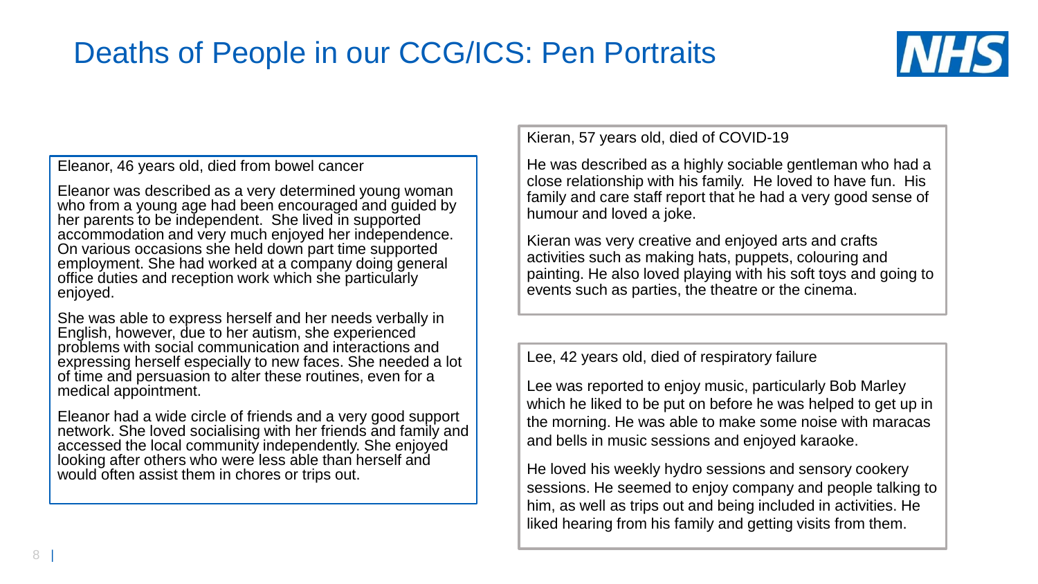# Deaths of People in our CCG/ICS: Pen Portraits

### Eleanor, 46 years old, died from bowel cancer

Eleanor was described as a very determined young woman who from a young age had been encouraged and guided by her parents to be independent. She lived in supported accommodation and very much enjoyed her independence. On various occasions she held down part time supported employment. She had worked at a company doing general office duties and reception work which she particularly enjoyed.

She was able to express herself and her needs verbally in English, however, due to her autism, she experienced problems with social communication and interactions and expressing herself especially to new faces. She needed a lot of time and persuasion to alter these routines, even for a medical appointment.

Eleanor had a wide circle of friends and a very good support network. She loved socialising with her friends and family and accessed the local community independently. She enjoyed looking after others who were less able than herself and would often assist them in chores or trips out.

### Kieran, 57 years old, died of COVID-19

He was described as a highly sociable gentleman who had a close relationship with his family. He loved to have fun. His family and care staff report that he had a very good sense of humour and loved a joke.

Kieran was very creative and enjoyed arts and crafts activities such as making hats, puppets, colouring and painting. He also loved playing with his soft toys and going to events such as parties, the theatre or the cinema.

### Lee, 42 years old, died of respiratory failure

Lee was reported to enjoy music, particularly Bob Marley which he liked to be put on before he was helped to get up in the morning. He was able to make some noise with maracas and bells in music sessions and enjoyed karaoke.

He loved his weekly hydro sessions and sensory cookery sessions. He seemed to enjoy company and people talking to him, as well as trips out and being included in activities. He liked hearing from his family and getting visits from them.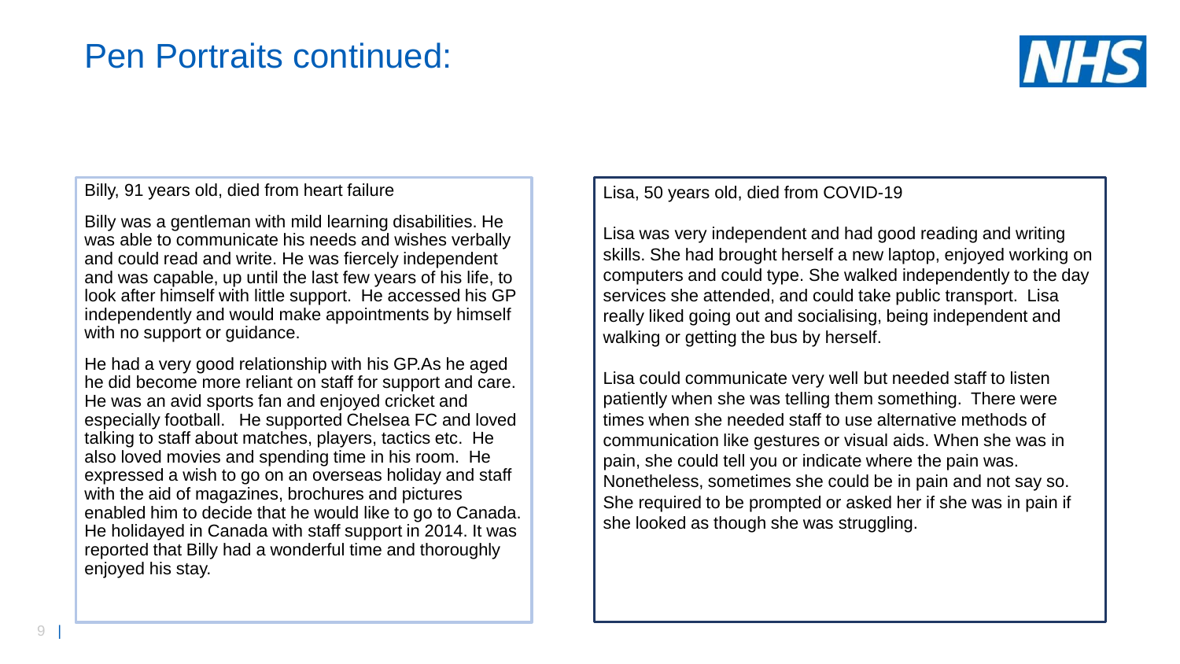# Pen Portraits continued:

Billy, 91 years old, died from heart failure

Billy was a gentleman with mild learning disabilities. He was able to communicate his needs and wishes verbally and could read and write. He was fiercely independent and was capable, up until the last few years of his life, to look after himself with little support. He accessed his GP independently and would make appointments by himself with no support or guidance.

He had a very good relationship with his GP.As he aged he did become more reliant on staff for support and care. He was an avid sports fan and enjoyed cricket and especially football. He supported Chelsea FC and loved talking to staff about matches, players, tactics etc. He also loved movies and spending time in his room. He expressed a wish to go on an overseas holiday and staff with the aid of magazines, brochures and pictures enabled him to decide that he would like to go to Canada. He holidayed in Canada with staff support in 2014. It was reported that Billy had a wonderful time and thoroughly enjoyed his stay.

Lisa, 50 years old, died from COVID-19

Lisa was very independent and had good reading and writing skills. She had brought herself a new laptop, enjoyed working on computers and could type. She walked independently to the day services she attended, and could take public transport. Lisa really liked going out and socialising, being independent and walking or getting the bus by herself.

Lisa could communicate very well but needed staff to listen patiently when she was telling them something. There were times when she needed staff to use alternative methods of communication like gestures or visual aids. When she was in pain, she could tell you or indicate where the pain was. Nonetheless, sometimes she could be in pain and not say so. She required to be prompted or asked her if she was in pain if she looked as though she was struggling.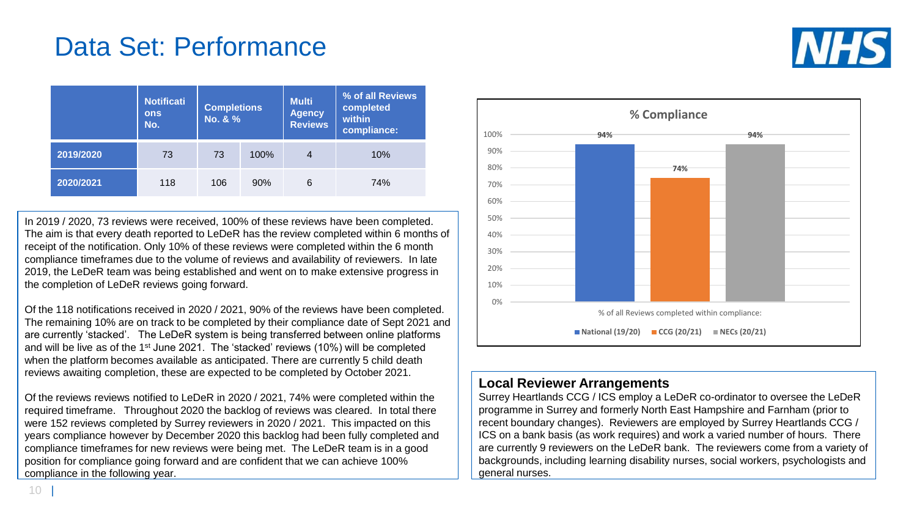# Data Set: Performance

| | Notifications No. | Completions No. & % | | Multi Agency Reviews | % of all Reviews completed within compliance: |
|---|---|---|---|---|---|
| 2019/2020 | 73 | 73 | 100% | 4 | 10% |
| 2020/2021 | 118 | 106 | 90% | 6 | 74% |

In 2019 / 2020, 73 reviews were received, 100% of these reviews have been completed. The aim is that every death reported to LeDeR has the review completed within 6 months of receipt of the notification. Only 10% of these reviews were completed within the 6 month compliance timeframes due to the volume of reviews and availability of reviewers. In late 2019, the LeDeR team was being established and went on to make extensive progress in the completion of LeDeR reviews going forward.

Of the 118 notifications received in 2020 / 2021, 90% of the reviews have been completed. The remaining 10% are on track to be completed by their compliance date of Sept 2021 and are currently 'stacked'. The LeDeR system is being transferred between online platforms and will be live as of the 1st June 2021. The 'stacked' reviews (10%) will be completed when the platform becomes available as anticipated. There are currently 5 child death reviews awaiting completion, these are expected to be completed by October 2021.

Of the reviews reviews notified to LeDeR in 2020 / 2021, 74% were completed within the required timeframe. Throughout 2020 the backlog of reviews was cleared. In total there were 152 reviews completed by Surrey reviewers in 2020 / 2021. This impacted on this years compliance however by December 2020 this backlog had been fully completed and compliance timeframes for new reviews were being met. The LeDeR team is in a good position for compliance going forward and are confident that we can achieve 100% compliance in the following year.

**% Compliance**

| % of all Reviews completed within compliance: | |
|---|---|
| National (19/20) | 94% |
| CCG (20/21) | 74% |
| NECs (20/21) | 94% |

## Local Reviewer Arrangements

Surrey Heartlands CCG / ICS employ a LeDeR co-ordinator to oversee the LeDeR programme in Surrey and formerly North East Hampshire and Farnham (prior to recent boundary changes). Reviewers are employed by Surrey Heartlands CCG / ICS on a bank basis (as work requires) and work a varied number of hours. There are currently 9 reviewers on the LeDeR bank. The reviewers come from a variety of backgrounds, including learning disability nurses, social workers, psychologists and general nurses.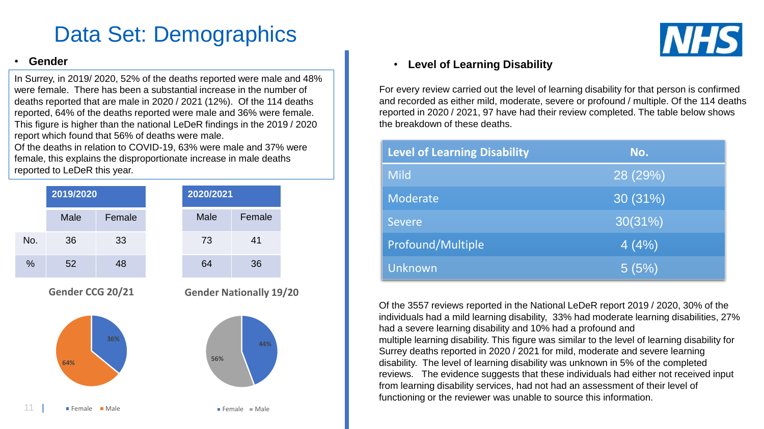# Data Set: Demographics

- **Gender**

In Surrey, in 2019/ 2020, 52% of the deaths reported were male and 48% were female. There has been a substantial increase in the number of deaths reported that are male in 2020 / 2021 (12%). Of the 114 deaths reported, 64% of the deaths reported were male and 36% were female. This figure is higher than the national LeDeR findings in the 2019 / 2020 report which found that 56% of deaths were male.
Of the deaths in relation to COVID-19, 63% were male and 37% were female, this explains the disproportionate increase in male deaths reported to LeDeR this year.

| | 2019/2020 | | 2020/2021 | |
|---|---|---|---|---|
| | Male | Female | Male | Female |
| No. | 36 | 33 | 73 | 41 |
| % | 52 | 48 | 64 | 36 |

**Gender CCG 20/21**

Female 36%, Male 64%

**Gender Nationally 19/20**

Female 44%, Male 56%

- **Level of Learning Disability**

For every review carried out the level of learning disability for that person is confirmed and recorded as either mild, moderate, severe or profound / multiple. Of the 114 deaths reported in 2020 / 2021, 97 have had their review completed. The table below shows the breakdown of these deaths.

| Level of Learning Disability | No. |
|---|---|
| Mild | 28 (29%) |
| Moderate | 30 (31%) |
| Severe | 30(31%) |
| Profound/Multiple | 4 (4%) |
| Unknown | 5 (5%) |

Of the 3557 reviews reported in the National LeDeR report 2019 / 2020, 30% of the individuals had a mild learning disability, 33% had moderate learning disabilities, 27% had a severe learning disability and 10% had a profound and multiple learning disability. This figure was similar to the level of learning disability for Surrey deaths reported in 2020 / 2021 for mild, moderate and severe learning disability. The level of learning disability was unknown in 5% of the completed reviews. The evidence suggests that these individuals had either not received input from learning disability services, had not had an assessment of their level of functioning or the reviewer was unable to source this information.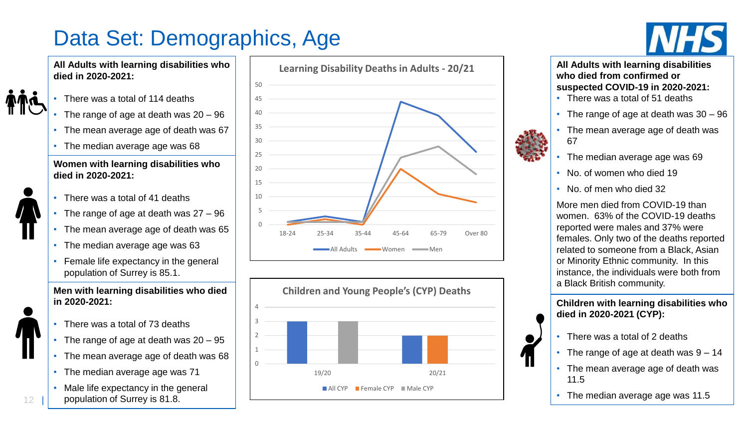# Data Set: Demographics, Age

**All Adults with learning disabilities who died in 2020-2021:**

- There was a total of 114 deaths
- The range of age at death was 20 – 96
- The mean average age of death was 67
- The median average age was 68

**Women with learning disabilities who died in 2020-2021:**

- There was a total of 41 deaths
- The range of age at death was 27 – 96
- The mean average age of death was 65
- The median average age was 63
- Female life expectancy in the general population of Surrey is 85.1.

**Men with learning disabilities who died in 2020-2021:**

- There was a total of 73 deaths
- The range of age at death was 20 – 95
- The mean average age of death was 68
- The median average age was 71
- Male life expectancy in the general population of Surrey is 81.8.

**Learning Disability Deaths in Adults - 20/21**

| Age | All Adults | Women | Men |
|---|---|---|---|
| 18-24 | 1 | 0 | 1 |
| 25-34 | 3 | 2 | 1 |
| 35-44 | 1 | 0 | 1 |
| 45-64 | 44 | 20 | 24 |
| 65-79 | 39 | 11 | 28 |
| Over 80 | 26 | 8 | 18 |

**Children and Young People's (CYP) Deaths**

| | All CYP | Female CYP | Male CYP |
|---|---|---|---|
| 19/20 | 3 | 0 | 3 |
| 20/21 | 2 | 2 | 0 |

**All Adults with learning disabilities who died from confirmed or suspected COVID-19 in 2020-2021:**

- There was a total of 51 deaths
- The range of age at death was 30 – 96
- The mean average age of death was 67
- The median average age was 69
- No. of women who died 19
- No. of men who died 32

More men died from COVID-19 than women. 63% of the COVID-19 deaths reported were males and 37% were females. Only two of the deaths reported related to someone from a Black, Asian or Minority Ethnic community. In this instance, the individuals were both from a Black British community.

**Children with learning disabilities who died in 2020-2021 (CYP):**

- There was a total of 2 deaths
- The range of age at death was 9 – 14
- The mean average age of death was 11.5
- The median average age was 11.5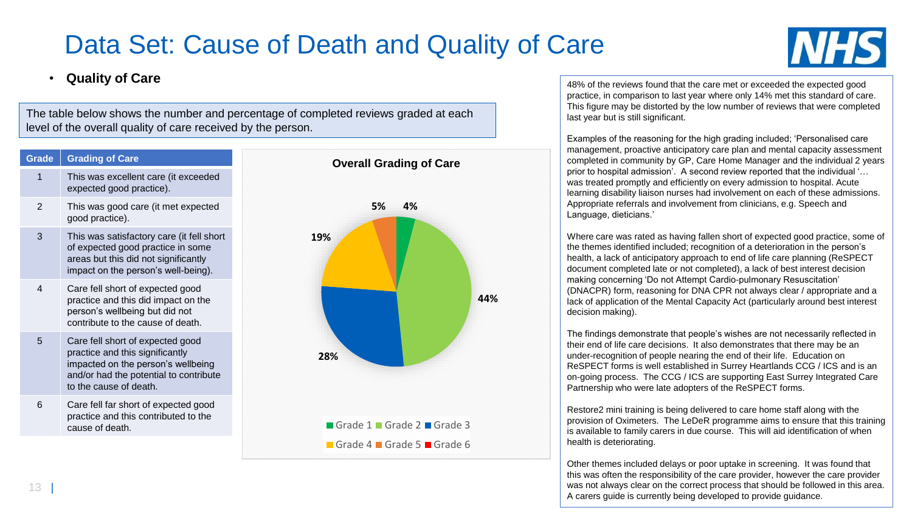# Data Set: Cause of Death and Quality of Care

- **Quality of Care**

The table below shows the number and percentage of completed reviews graded at each level of the overall quality of care received by the person.

| Grade | Grading of Care |
|---|---|
| 1 | This was excellent care (it exceeded expected good practice). |
| 2 | This was good care (it met expected good practice). |
| 3 | This was satisfactory care (it fell short of expected good practice in some areas but this did not significantly impact on the person's well-being). |
| 4 | Care fell short of expected good practice and this did impact on the person's wellbeing but did not contribute to the cause of death. |
| 5 | Care fell short of expected good practice and this significantly impacted on the person's wellbeing and/or had the potential to contribute to the cause of death. |
| 6 | Care fell far short of expected good practice and this contributed to the cause of death. |

**Overall Grading of Care**

| Grade | Percentage |
|---|---|
| Grade 1 | 4% |
| Grade 2 | 44% |
| Grade 3 | 28% |
| Grade 4 | 19% |
| Grade 5 | 5% |
| Grade 6 | |

48% of the reviews found that the care met or exceeded the expected good practice, in comparison to last year where only 14% met this standard of care. This figure may be distorted by the low number of reviews that were completed last year but is still significant.

Examples of the reasoning for the high grading included; 'Personalised care management, proactive anticipatory care plan and mental capacity assessment completed in community by GP, Care Home Manager and the individual 2 years prior to hospital admission'. A second review reported that the individual '… was treated promptly and efficiently on every admission to hospital. Acute learning disability liaison nurses had involvement on each of these admissions. Appropriate referrals and involvement from clinicians, e.g. Speech and Language, dieticians.'

Where care was rated as having fallen short of expected good practice, some of the themes identified included; recognition of a deterioration in the person's health, a lack of anticipatory approach to end of life care planning (ReSPECT document completed late or not completed), a lack of best interest decision making concerning 'Do not Attempt Cardio-pulmonary Resuscitation' (DNACPR) form, reasoning for DNA CPR not always clear / appropriate and a lack of application of the Mental Capacity Act (particularly around best interest decision making).

The findings demonstrate that people's wishes are not necessarily reflected in their end of life care decisions. It also demonstrates that there may be an under-recognition of people nearing the end of their life. Education on ReSPECT forms is well established in Surrey Heartlands CCG / ICS and is an on-going process. The CCG / ICS are supporting East Surrey Integrated Care Partnership who were late adopters of the ReSPECT forms.

Restore2 mini training is being delivered to care home staff along with the provision of Oximeters. The LeDeR programme aims to ensure that this training is available to family carers in due course. This will aid identification of when health is deteriorating.

Other themes included delays or poor uptake in screening. It was found that this was often the responsibility of the care provider, however the care provider was not always clear on the correct process that should be followed in this area. A carers guide is currently being developed to provide guidance.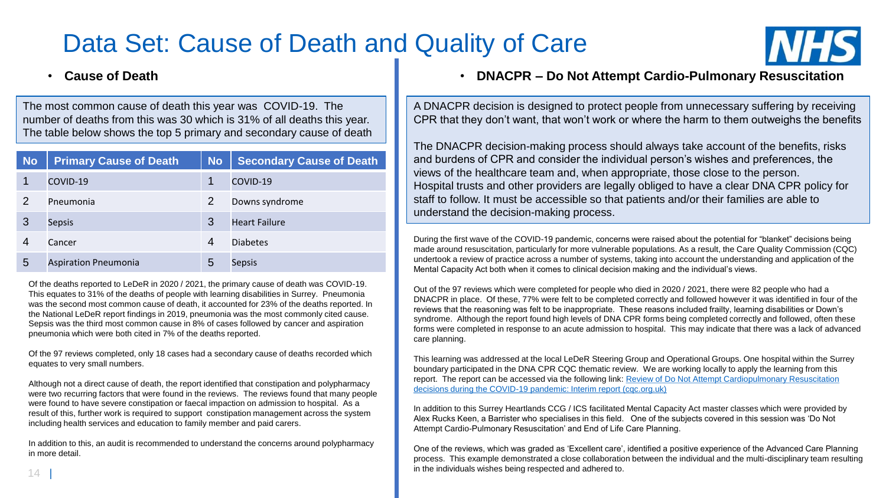# Data Set: Cause of Death and Quality of Care

- **Cause of Death**

The most common cause of death this year was COVID-19. The number of deaths from this was 30 which is 31% of all deaths this year. The table below shows the top 5 primary and secondary cause of death

| No | Primary Cause of Death | No | Secondary Cause of Death |
|---|---|---|---|
| 1 | COVID-19 | 1 | COVID-19 |
| 2 | Pneumonia | 2 | Downs syndrome |
| 3 | Sepsis | 3 | Heart Failure |
| 4 | Cancer | 4 | Diabetes |
| 5 | Aspiration Pneumonia | 5 | Sepsis |

Of the deaths reported to LeDeR in 2020 / 2021, the primary cause of death was COVID-19. This equates to 31% of the deaths of people with learning disabilities in Surrey. Pneumonia was the second most common cause of death, it accounted for 23% of the deaths reported. In the National LeDeR report findings in 2019, pneumonia was the most commonly cited cause. Sepsis was the third most common cause in 8% of cases followed by cancer and aspiration pneumonia which were both cited in 7% of the deaths reported.

Of the 97 reviews completed, only 18 cases had a secondary cause of deaths recorded which equates to very small numbers.

Although not a direct cause of death, the report identified that constipation and polypharmacy were two recurring factors that were found in the reviews. The reviews found that many people were found to have severe constipation or faecal impaction on admission to hospital. As a result of this, further work is required to support constipation management across the system including health services and education to family member and paid carers.

In addition to this, an audit is recommended to understand the concerns around polypharmacy in more detail.

- **DNACPR – Do Not Attempt Cardio-Pulmonary Resuscitation**

A DNACPR decision is designed to protect people from unnecessary suffering by receiving CPR that they don't want, that won't work or where the harm to them outweighs the benefits

The DNACPR decision-making process should always take account of the benefits, risks and burdens of CPR and consider the individual person's wishes and preferences, the views of the healthcare team and, when appropriate, those close to the person. Hospital trusts and other providers are legally obliged to have a clear DNA CPR policy for staff to follow. It must be accessible so that patients and/or their families are able to understand the decision-making process.

During the first wave of the COVID-19 pandemic, concerns were raised about the potential for "blanket" decisions being made around resuscitation, particularly for more vulnerable populations. As a result, the Care Quality Commission (CQC) undertook a review of practice across a number of systems, taking into account the understanding and application of the Mental Capacity Act both when it comes to clinical decision making and the individual's views.

Out of the 97 reviews which were completed for people who died in 2020 / 2021, there were 82 people who had a DNACPR in place. Of these, 77% were felt to be completed correctly and followed however it was identified in four of the reviews that the reasoning was felt to be inappropriate. These reasons included frailty, learning disabilities or Down's syndrome. Although the report found high levels of DNA CPR forms being completed correctly and followed, often these forms were completed in response to an acute admission to hospital. This may indicate that there was a lack of advanced care planning.

This learning was addressed at the local LeDeR Steering Group and Operational Groups. One hospital within the Surrey boundary participated in the DNA CPR CQC thematic review. We are working locally to apply the learning from this report. The report can be accessed via the following link: Review of Do Not Attempt Cardiopulmonary Resuscitation decisions during the COVID-19 pandemic: Interim report (cqc.org.uk)

In addition to this Surrey Heartlands CCG / ICS facilitated Mental Capacity Act master classes which were provided by Alex Rucks Keen, a Barrister who specialises in this field. One of the subjects covered in this session was 'Do Not Attempt Cardio-Pulmonary Resuscitation' and End of Life Care Planning.

One of the reviews, which was graded as 'Excellent care', identified a positive experience of the Advanced Care Planning process. This example demonstrated a close collaboration between the individual and the multi-disciplinary team resulting in the individuals wishes being respected and adhered to.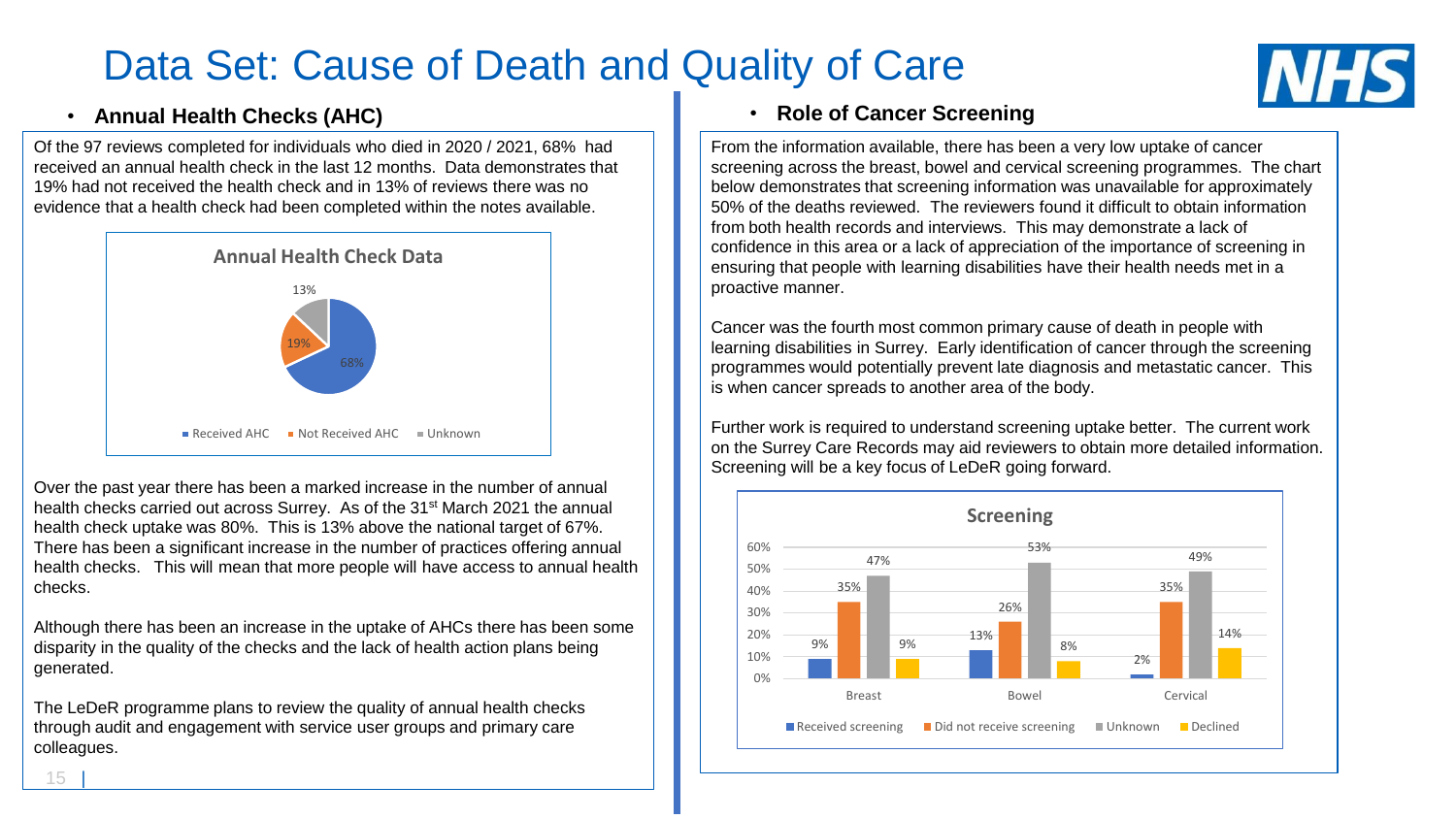# Data Set: Cause of Death and Quality of Care

## Annual Health Checks (AHC)

Of the 97 reviews completed for individuals who died in 2020 / 2021, 68% had received an annual health check in the last 12 months. Data demonstrates that 19% had not received the health check and in 13% of reviews there was no evidence that a health check had been completed within the notes available.

**Annual Health Check Data**

| Category | Percentage |
| --- | --- |
| Received AHC | 68% |
| Not Received AHC | 19% |
| Unknown | 13% |

Over the past year there has been a marked increase in the number of annual health checks carried out across Surrey. As of the 31st March 2021 the annual health check uptake was 80%. This is 13% above the national target of 67%. There has been a significant increase in the number of practices offering annual health checks. This will mean that more people will have access to annual health checks.

Although there has been an increase in the uptake of AHCs there has been some disparity in the quality of the checks and the lack of health action plans being generated.

The LeDeR programme plans to review the quality of annual health checks through audit and engagement with service user groups and primary care colleagues.

## Role of Cancer Screening

From the information available, there has been a very low uptake of cancer screening across the breast, bowel and cervical screening programmes. The chart below demonstrates that screening information was unavailable for approximately 50% of the deaths reviewed. The reviewers found it difficult to obtain information from both health records and interviews. This may demonstrate a lack of confidence in this area or a lack of appreciation of the importance of screening in ensuring that people with learning disabilities have their health needs met in a proactive manner.

Cancer was the fourth most common primary cause of death in people with learning disabilities in Surrey. Early identification of cancer through the screening programmes would potentially prevent late diagnosis and metastatic cancer. This is when cancer spreads to another area of the body.

Further work is required to understand screening uptake better. The current work on the Surrey Care Records may aid reviewers to obtain more detailed information. Screening will be a key focus of LeDeR going forward.

**Screening**

| | Received screening | Did not receive screening | Unknown | Declined |
| --- | --- | --- | --- | --- |
| Breast | 9% | 35% | 47% | 9% |
| Bowel | 13% | 26% | 53% | 8% |
| Cervical | 2% | 35% | 49% | 14% |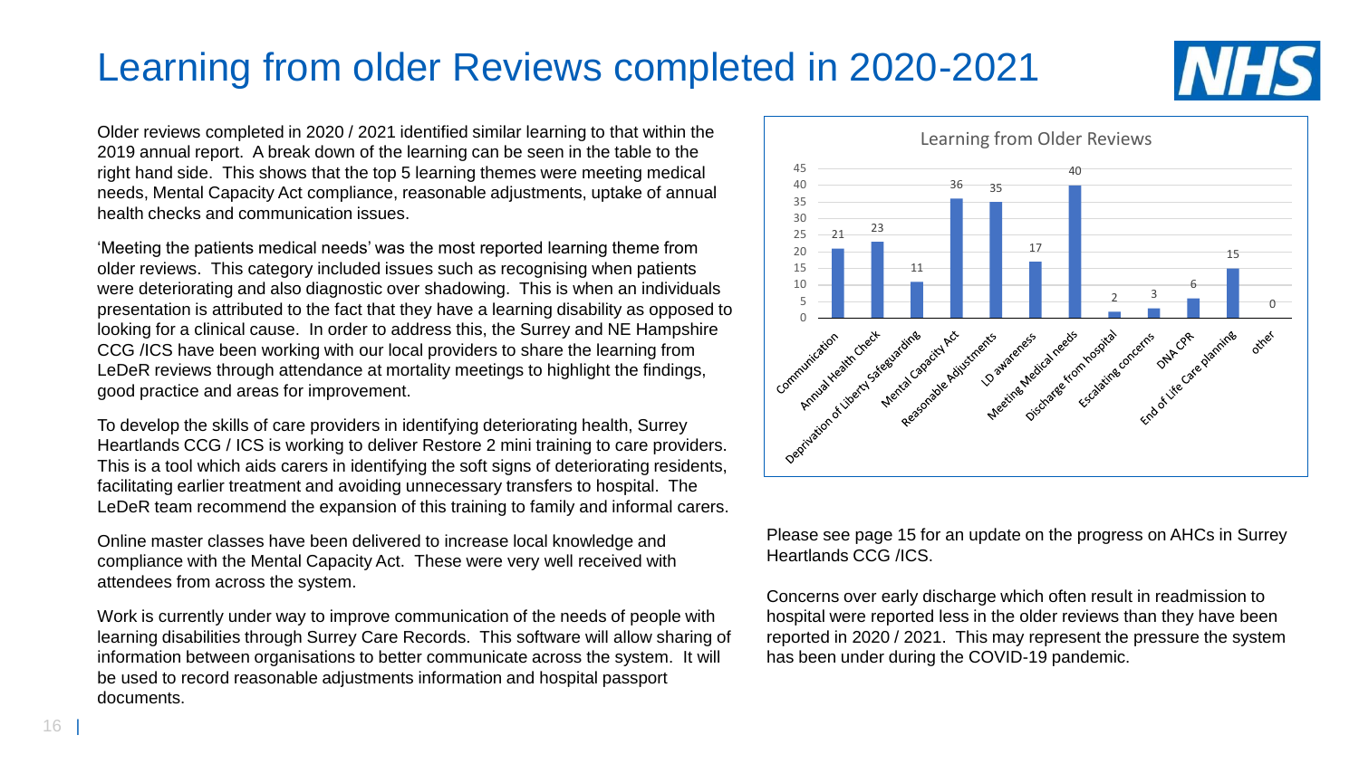# Learning from older Reviews completed in 2020-2021

Older reviews completed in 2020 / 2021 identified similar learning to that within the 2019 annual report. A break down of the learning can be seen in the table to the right hand side. This shows that the top 5 learning themes were meeting medical needs, Mental Capacity Act compliance, reasonable adjustments, uptake of annual health checks and communication issues.

'Meeting the patients medical needs' was the most reported learning theme from older reviews. This category included issues such as recognising when patients were deteriorating and also diagnostic over shadowing. This is when an individuals presentation is attributed to the fact that they have a learning disability as opposed to looking for a clinical cause. In order to address this, the Surrey and NE Hampshire CCG /ICS have been working with our local providers to share the learning from LeDeR reviews through attendance at mortality meetings to highlight the findings, good practice and areas for improvement.

To develop the skills of care providers in identifying deteriorating health, Surrey Heartlands CCG / ICS is working to deliver Restore 2 mini training to care providers. This is a tool which aids carers in identifying the soft signs of deteriorating residents, facilitating earlier treatment and avoiding unnecessary transfers to hospital. The LeDeR team recommend the expansion of this training to family and informal carers.

Online master classes have been delivered to increase local knowledge and compliance with the Mental Capacity Act. These were very well received with attendees from across the system.

Work is currently under way to improve communication of the needs of people with learning disabilities through Surrey Care Records. This software will allow sharing of information between organisations to better communicate across the system. It will be used to record reasonable adjustments information and hospital passport documents.

**Learning from Older Reviews**

| Learning theme | Count |
|---|---|
| Communication | 21 |
| Annual Health Check | 23 |
| Deprivation of Liberty Safeguarding | 11 |
| Mental Capacity Act | 36 |
| Reasonable Adjustments | 35 |
| LD awareness | 17 |
| Meeting Medical needs | 40 |
| Discharge from hospital | 2 |
| Escalating concerns | 3 |
| DNA CPR | 6 |
| End of Life Care planning | 15 |
| other | 0 |

Please see page 15 for an update on the progress on AHCs in Surrey Heartlands CCG /ICS.

Concerns over early discharge which often result in readmission to hospital were reported less in the older reviews than they have been reported in 2020 / 2021. This may represent the pressure the system has been under during the COVID-19 pandemic.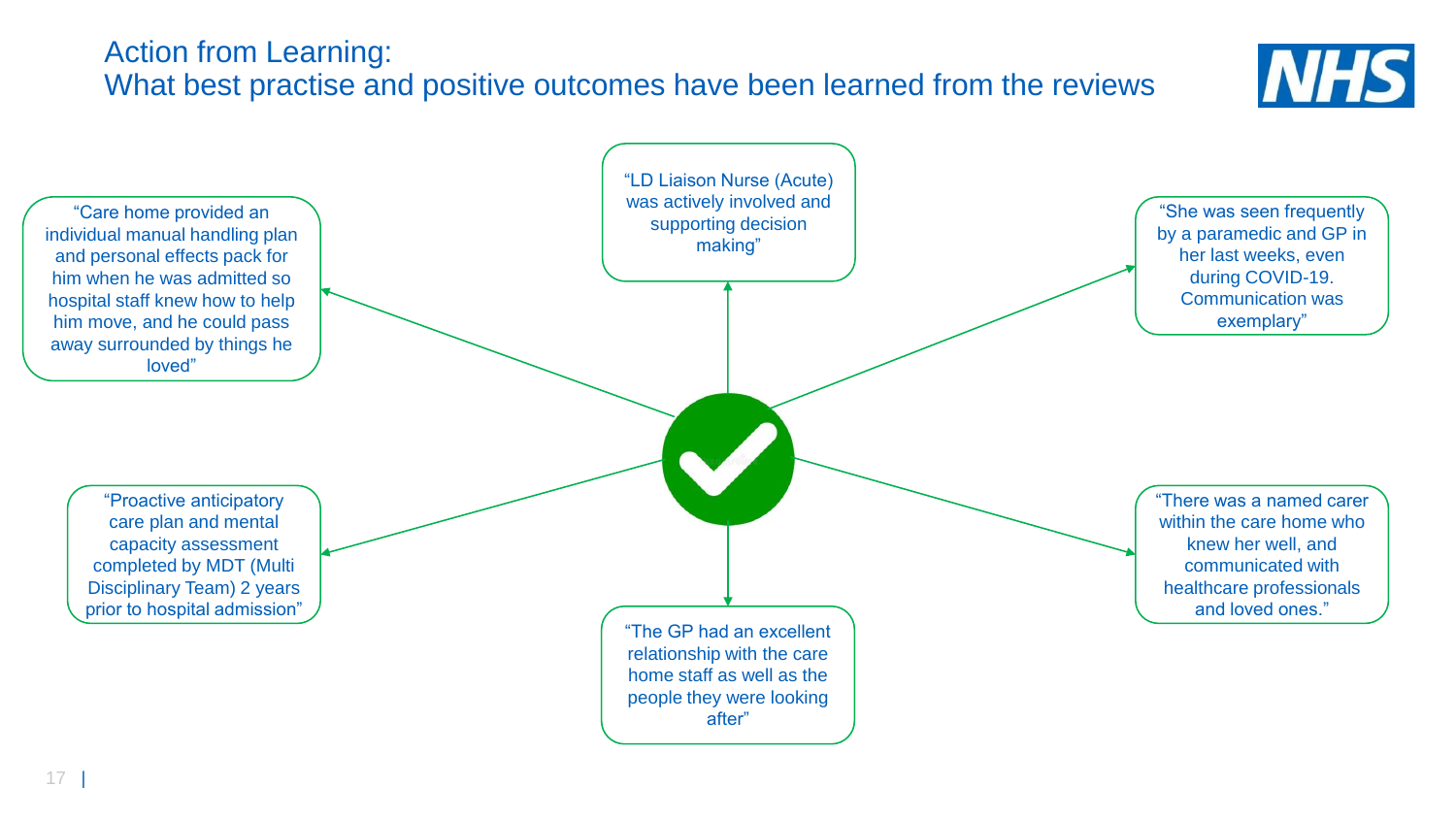# Action from Learning:
## What best practise and positive outcomes have been learned from the reviews

- "Care home provided an individual manual handling plan and personal effects pack for him when he was admitted so hospital staff knew how to help him move, and he could pass away surrounded by things he loved"
- "LD Liaison Nurse (Acute) was actively involved and supporting decision making"
- "She was seen frequently by a paramedic and GP in her last weeks, even during COVID-19. Communication was exemplary"
- "Proactive anticipatory care plan and mental capacity assessment completed by MDT (Multi Disciplinary Team) 2 years prior to hospital admission"
- "The GP had an excellent relationship with the care home staff as well as the people they were looking after"
- "There was a named carer within the care home who knew her well, and communicated with healthcare professionals and loved ones."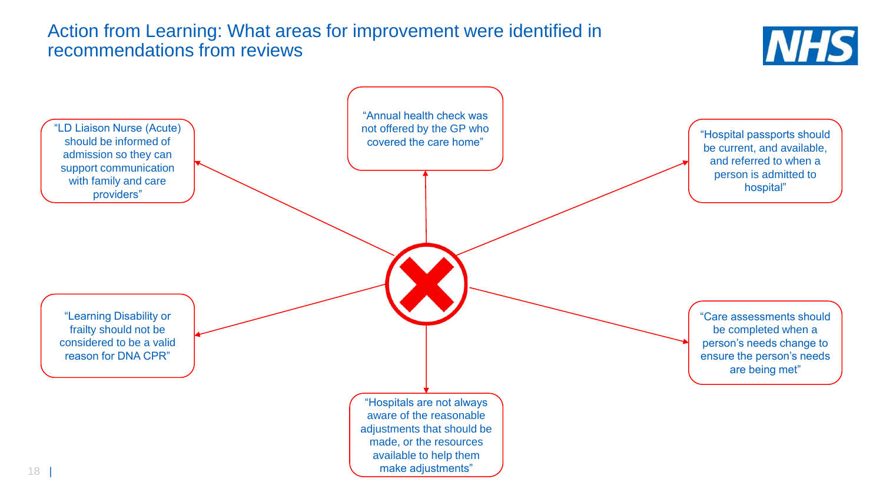# Action from Learning: What areas for improvement were identified in recommendations from reviews

- "LD Liaison Nurse (Acute) should be informed of admission so they can support communication with family and care providers"
- "Annual health check was not offered by the GP who covered the care home"
- "Hospital passports should be current, and available, and referred to when a person is admitted to hospital"
- "Learning Disability or frailty should not be considered to be a valid reason for DNA CPR"
- "Care assessments should be completed when a person's needs change to ensure the person's needs are being met"
- "Hospitals are not always aware of the reasonable adjustments that should be made, or the resources available to help them make adjustments"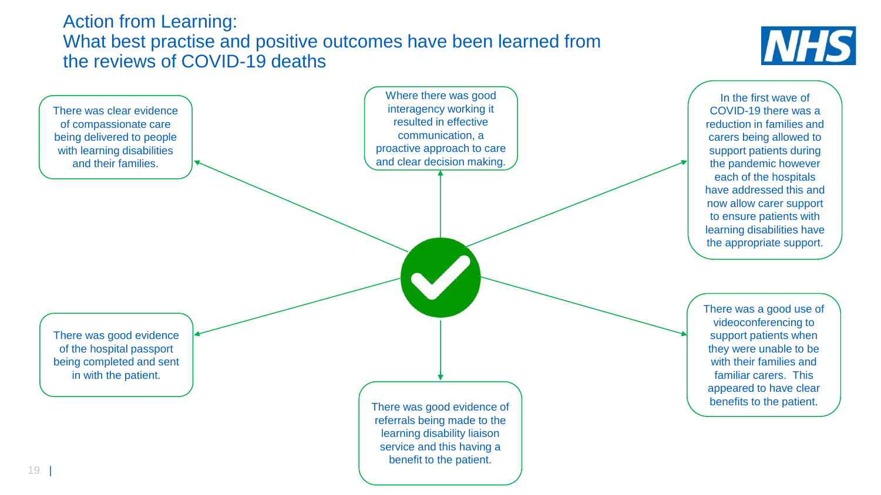# Action from Learning: What best practise and positive outcomes have been learned from the reviews of COVID-19 deaths

- There was clear evidence of compassionate care being delivered to people with learning disabilities and their families.
- Where there was good interagency working it resulted in effective communication, a proactive approach to care and clear decision making.
- In the first wave of COVID-19 there was a reduction in families and carers being allowed to support patients during the pandemic however each of the hospitals have addressed this and now allow carer support to ensure patients with learning disabilities have the appropriate support.
- There was good evidence of the hospital passport being completed and sent in with the patient.
- There was good evidence of referrals being made to the learning disability liaison service and this having a benefit to the patient.
- There was a good use of videoconferencing to support patients when they were unable to be with their families and familiar carers. This appeared to have clear benefits to the patient.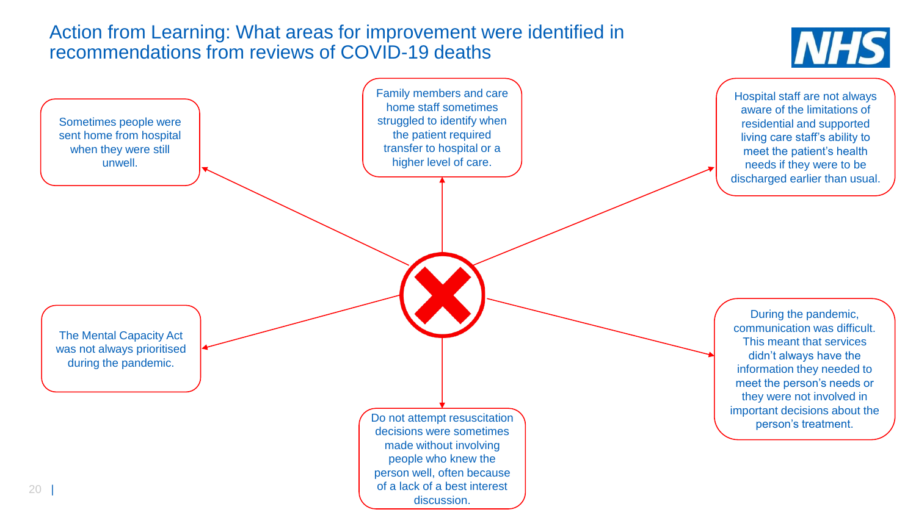# Action from Learning: What areas for improvement were identified in recommendations from reviews of COVID-19 deaths

- Sometimes people were sent home from hospital when they were still unwell.
- Family members and care home staff sometimes struggled to identify when the patient required transfer to hospital or a higher level of care.
- Hospital staff are not always aware of the limitations of residential and supported living care staff's ability to meet the patient's health needs if they were to be discharged earlier than usual.
- The Mental Capacity Act was not always prioritised during the pandemic.
- During the pandemic, communication was difficult. This meant that services didn't always have the information they needed to meet the person's needs or they were not involved in important decisions about the person's treatment.
- Do not attempt resuscitation decisions were sometimes made without involving people who knew the person well, often because of a lack of a best interest discussion.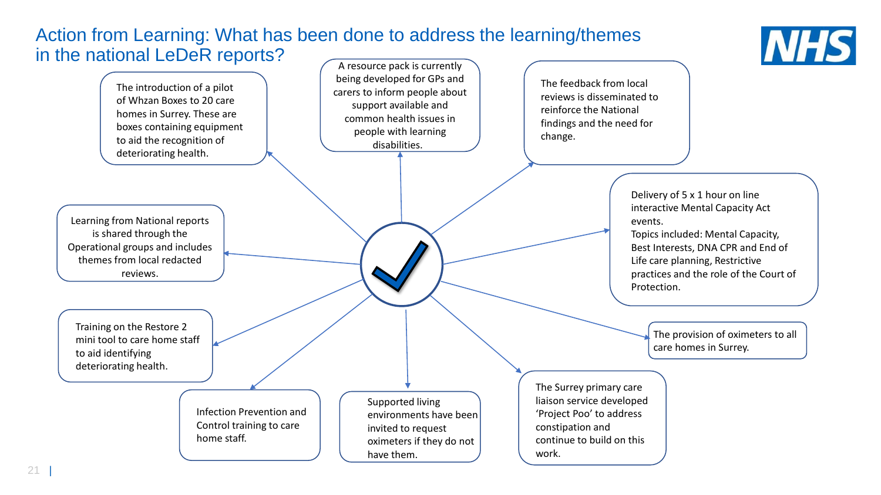# Action from Learning: What has been done to address the learning/themes in the national LeDeR reports?

- The introduction of a pilot of Whzan Boxes to 20 care homes in Surrey. These are boxes containing equipment to aid the recognition of deteriorating health.
- A resource pack is currently being developed for GPs and carers to inform people about support available and common health issues in people with learning disabilities.
- The feedback from local reviews is disseminated to reinforce the National findings and the need for change.
- Delivery of 5 x 1 hour on line interactive Mental Capacity Act events. Topics included: Mental Capacity, Best Interests, DNA CPR and End of Life care planning, Restrictive practices and the role of the Court of Protection.
- The provision of oximeters to all care homes in Surrey.
- The Surrey primary care liaison service developed 'Project Poo' to address constipation and continue to build on this work.
- Supported living environments have been invited to request oximeters if they do not have them.
- Infection Prevention and Control training to care home staff.
- Training on the Restore 2 mini tool to care home staff to aid identifying deteriorating health.
- Learning from National reports is shared through the Operational groups and includes themes from local redacted reviews.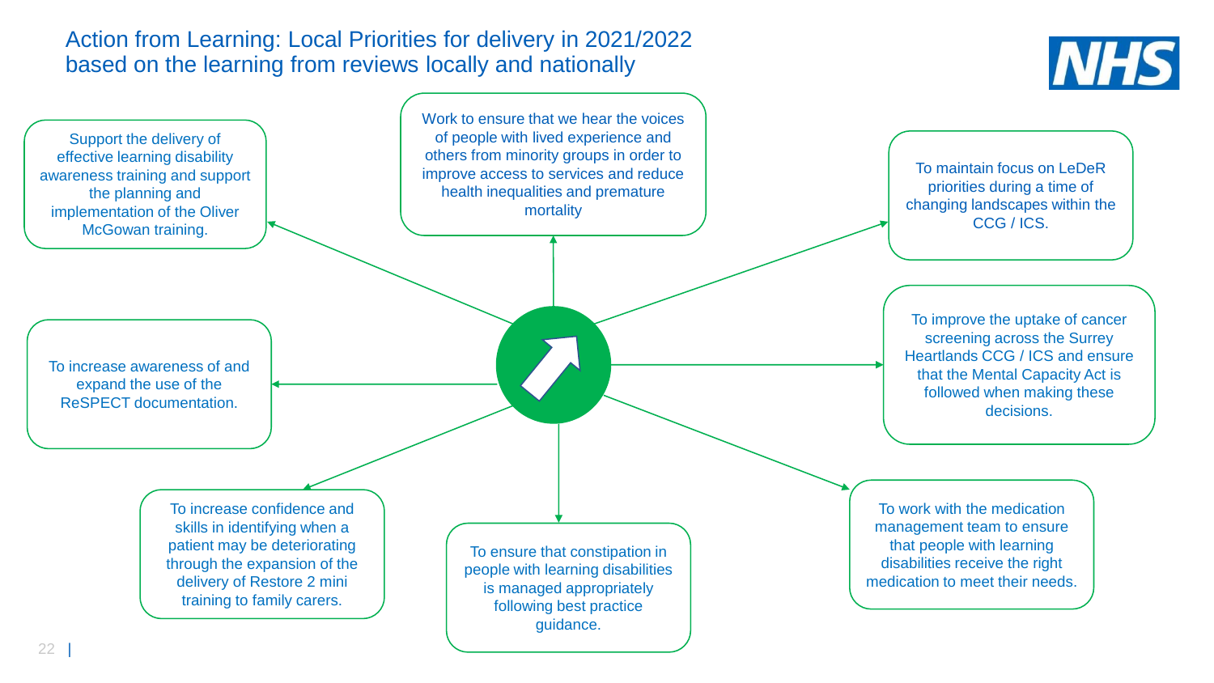# Action from Learning: Local Priorities for delivery in 2021/2022 based on the learning from reviews locally and nationally

- Work to ensure that we hear the voices of people with lived experience and others from minority groups in order to improve access to services and reduce health inequalities and premature mortality
- To maintain focus on LeDeR priorities during a time of changing landscapes within the CCG / ICS.
- To improve the uptake of cancer screening across the Surrey Heartlands CCG / ICS and ensure that the Mental Capacity Act is followed when making these decisions.
- To work with the medication management team to ensure that people with learning disabilities receive the right medication to meet their needs.
- To ensure that constipation in people with learning disabilities is managed appropriately following best practice guidance.
- To increase confidence and skills in identifying when a patient may be deteriorating through the expansion of the delivery of Restore 2 mini training to family carers.
- To increase awareness of and expand the use of the ReSPECT documentation.
- Support the delivery of effective learning disability awareness training and support the planning and implementation of the Oliver McGowan training.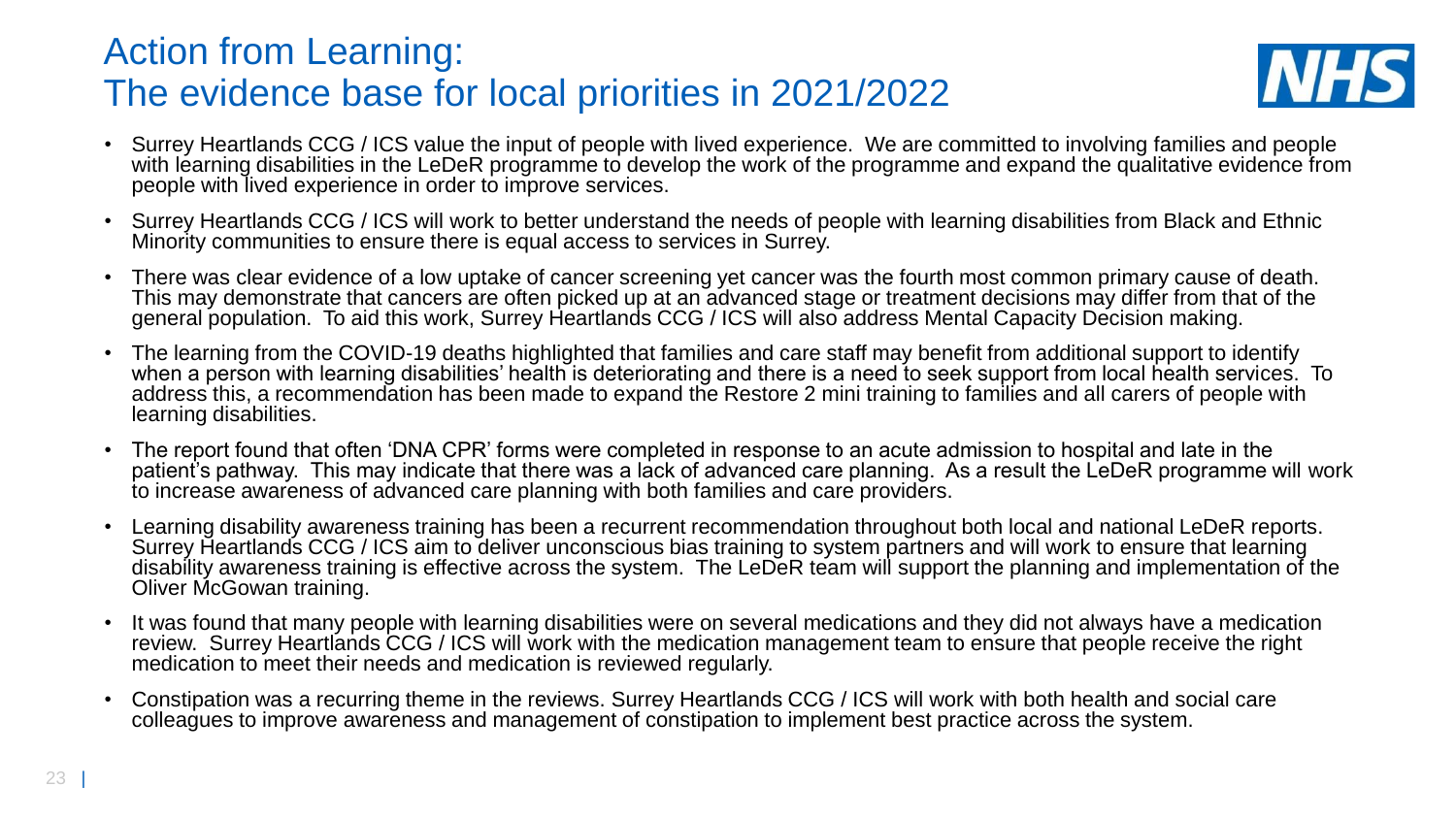# Action from Learning:
# The evidence base for local priorities in 2021/2022

- Surrey Heartlands CCG / ICS value the input of people with lived experience. We are committed to involving families and people with learning disabilities in the LeDeR programme to develop the work of the programme and expand the qualitative evidence from people with lived experience in order to improve services.
- Surrey Heartlands CCG / ICS will work to better understand the needs of people with learning disabilities from Black and Ethnic Minority communities to ensure there is equal access to services in Surrey.
- There was clear evidence of a low uptake of cancer screening yet cancer was the fourth most common primary cause of death. This may demonstrate that cancers are often picked up at an advanced stage or treatment decisions may differ from that of the general population. To aid this work, Surrey Heartlands CCG / ICS will also address Mental Capacity Decision making.
- The learning from the COVID-19 deaths highlighted that families and care staff may benefit from additional support to identify when a person with learning disabilities' health is deteriorating and there is a need to seek support from local health services. To address this, a recommendation has been made to expand the Restore 2 mini training to families and all carers of people with learning disabilities.
- The report found that often 'DNA CPR' forms were completed in response to an acute admission to hospital and late in the patient's pathway. This may indicate that there was a lack of advanced care planning. As a result the LeDeR programme will work to increase awareness of advanced care planning with both families and care providers.
- Learning disability awareness training has been a recurrent recommendation throughout both local and national LeDeR reports. Surrey Heartlands CCG / ICS aim to deliver unconscious bias training to system partners and will work to ensure that learning disability awareness training is effective across the system. The LeDeR team will support the planning and implementation of the Oliver McGowan training.
- It was found that many people with learning disabilities were on several medications and they did not always have a medication review. Surrey Heartlands CCG / ICS will work with the medication management team to ensure that people receive the right medication to meet their needs and medication is reviewed regularly.
- Constipation was a recurring theme in the reviews. Surrey Heartlands CCG / ICS will work with both health and social care colleagues to improve awareness and management of constipation to implement best practice across the system.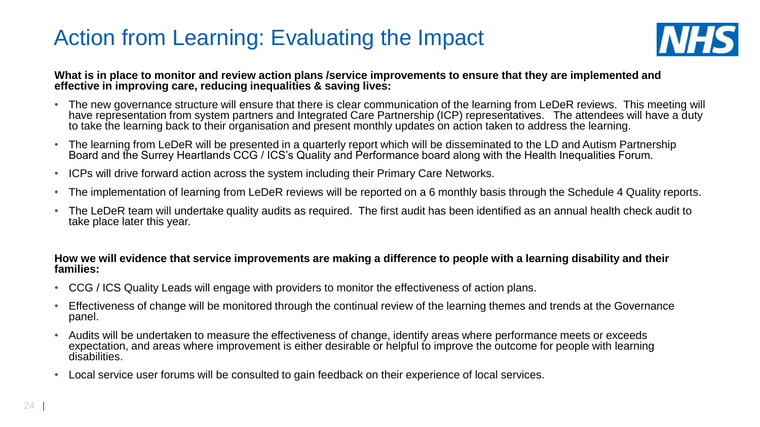# Action from Learning: Evaluating the Impact

**What is in place to monitor and review action plans /service improvements to ensure that they are implemented and effective in improving care, reducing inequalities & saving lives:**

- The new governance structure will ensure that there is clear communication of the learning from LeDeR reviews. This meeting will have representation from system partners and Integrated Care Partnership (ICP) representatives. The attendees will have a duty to take the learning back to their organisation and present monthly updates on action taken to address the learning.
- The learning from LeDeR will be presented in a quarterly report which will be disseminated to the LD and Autism Partnership Board and the Surrey Heartlands CCG / ICS's Quality and Performance board along with the Health Inequalities Forum.
- ICPs will drive forward action across the system including their Primary Care Networks.
- The implementation of learning from LeDeR reviews will be reported on a 6 monthly basis through the Schedule 4 Quality reports.
- The LeDeR team will undertake quality audits as required. The first audit has been identified as an annual health check audit to take place later this year.

**How we will evidence that service improvements are making a difference to people with a learning disability and their families:**

- CCG / ICS Quality Leads will engage with providers to monitor the effectiveness of action plans.
- Effectiveness of change will be monitored through the continual review of the learning themes and trends at the Governance panel.
- Audits will be undertaken to measure the effectiveness of change, identify areas where performance meets or exceeds expectation, and areas where improvement is either desirable or helpful to improve the outcome for people with learning disabilities.
- Local service user forums will be consulted to gain feedback on their experience of local services.